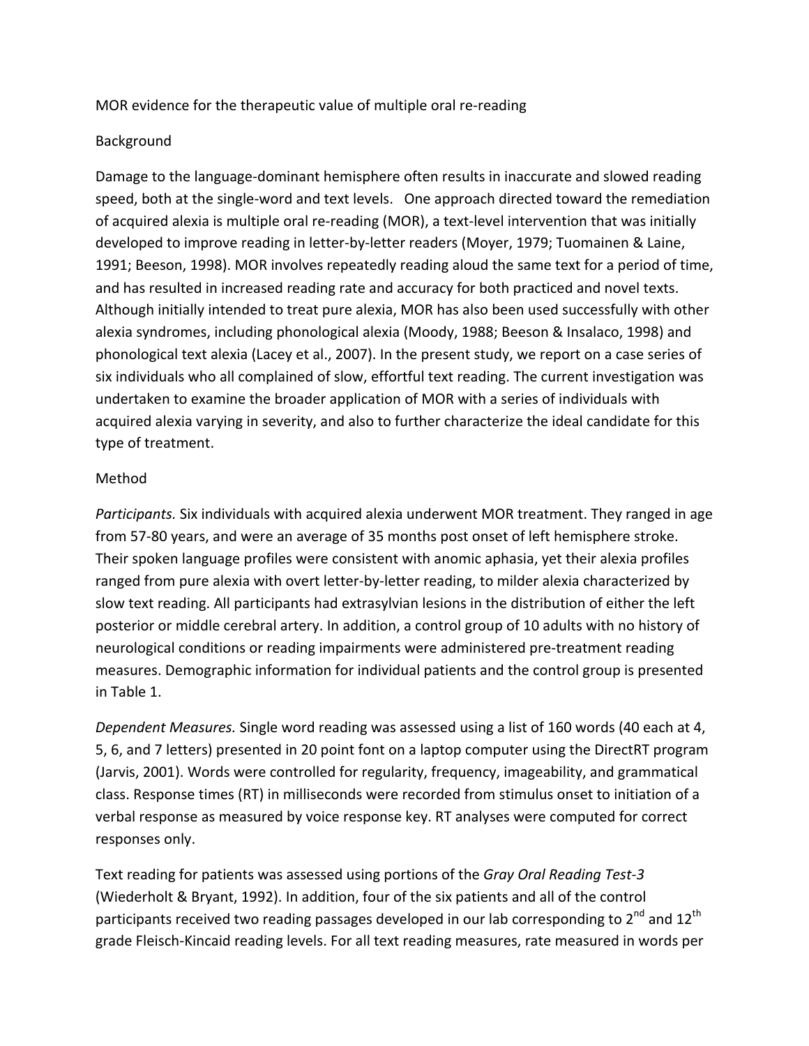# MOR evidence for the therapeutic value of multiple oral re-reading

## Background

Damage to the language-dominant hemisphere often results in inaccurate and slowed reading speed, both at the single-word and text levels. One approach directed toward the remediation of acquired alexia is multiple oral re-reading (MOR), a text-level intervention that was initially developed to improve reading in letter-by-letter readers (Moyer, 1979; Tuomainen & Laine, 1991; Beeson, 1998). MOR involves repeatedly reading aloud the same text for a period of time, and has resulted in increased reading rate and accuracy for both practiced and novel texts. Although initially intended to treat pure alexia, MOR has also been used successfully with other alexia syndromes, including phonological alexia (Moody, 1988; Beeson & Insalaco, 1998) and phonological text alexia (Lacey et al., 2007). In the present study, we report on a case series of six individuals who all complained of slow, effortful text reading. The current investigation was undertaken to examine the broader application of MOR with a series of individuals with acquired alexia varying in severity, and also to further characterize the ideal candidate for this type of treatment.

## Method

*Participants.* Six individuals with acquired alexia underwent MOR treatment. They ranged in age from 57-80 years, and were an average of 35 months post onset of left hemisphere stroke. Their spoken language profiles were consistent with anomic aphasia, yet their alexia profiles ranged from pure alexia with overt letter-by-letter reading, to milder alexia characterized by slow text reading. All participants had extrasylvian lesions in the distribution of either the left posterior or middle cerebral artery. In addition, a control group of 10 adults with no history of neurological conditions or reading impairments were administered pre-treatment reading measures. Demographic information for individual patients and the control group is presented in Table 1.

*Dependent Measures.* Single word reading was assessed using a list of 160 words (40 each at 4, 5, 6, and 7 letters) presented in 20 point font on a laptop computer using the DirectRT program (Jarvis, 2001). Words were controlled for regularity, frequency, imageability, and grammatical class. Response times (RT) in milliseconds were recorded from stimulus onset to initiation of a verbal response as measured by voice response key. RT analyses were computed for correct responses only.

Text reading for patients was assessed using portions of the *Gray Oral Reading Test-3* (Wiederholt & Bryant, 1992). In addition, four of the six patients and all of the control participants received two reading passages developed in our lab corresponding to 2nd and 12th grade Fleisch-Kincaid reading levels. For all text reading measures, rate measured in words per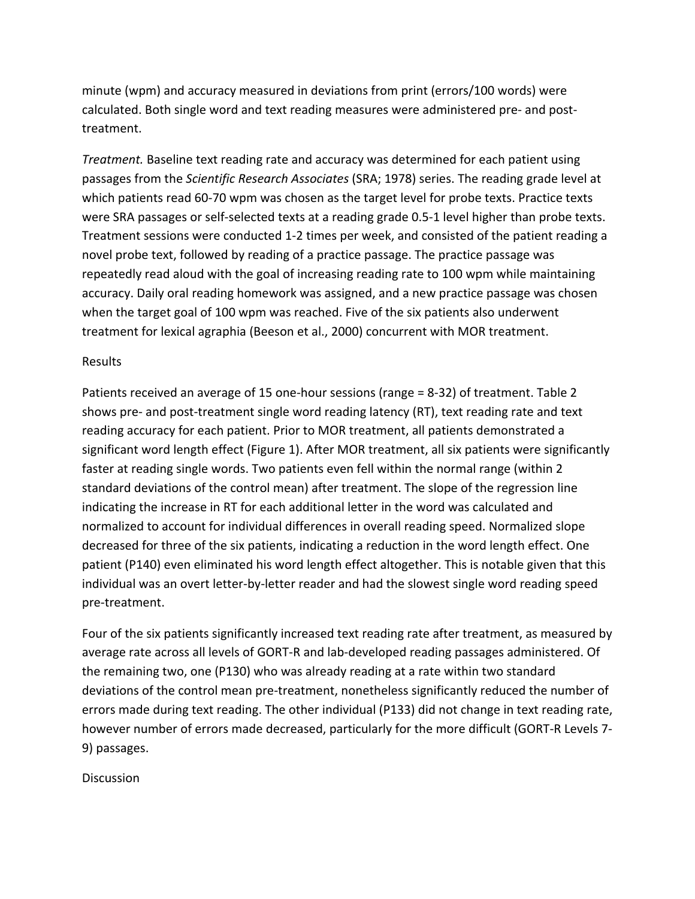minute (wpm) and accuracy measured in deviations from print (errors/100 words) were calculated. Both single word and text reading measures were administered pre- and post-treatment.

*Treatment.* Baseline text reading rate and accuracy was determined for each patient using passages from the *Scientific Research Associates* (SRA; 1978) series. The reading grade level at which patients read 60-70 wpm was chosen as the target level for probe texts. Practice texts were SRA passages or self-selected texts at a reading grade 0.5-1 level higher than probe texts. Treatment sessions were conducted 1-2 times per week, and consisted of the patient reading a novel probe text, followed by reading of a practice passage. The practice passage was repeatedly read aloud with the goal of increasing reading rate to 100 wpm while maintaining accuracy. Daily oral reading homework was assigned, and a new practice passage was chosen when the target goal of 100 wpm was reached. Five of the six patients also underwent treatment for lexical agraphia (Beeson et al., 2000) concurrent with MOR treatment.

## Results

Patients received an average of 15 one-hour sessions (range = 8-32) of treatment. Table 2 shows pre- and post-treatment single word reading latency (RT), text reading rate and text reading accuracy for each patient. Prior to MOR treatment, all patients demonstrated a significant word length effect (Figure 1). After MOR treatment, all six patients were significantly faster at reading single words. Two patients even fell within the normal range (within 2 standard deviations of the control mean) after treatment. The slope of the regression line indicating the increase in RT for each additional letter in the word was calculated and normalized to account for individual differences in overall reading speed. Normalized slope decreased for three of the six patients, indicating a reduction in the word length effect. One patient (P140) even eliminated his word length effect altogether. This is notable given that this individual was an overt letter-by-letter reader and had the slowest single word reading speed pre-treatment.

Four of the six patients significantly increased text reading rate after treatment, as measured by average rate across all levels of GORT-R and lab-developed reading passages administered. Of the remaining two, one (P130) who was already reading at a rate within two standard deviations of the control mean pre-treatment, nonetheless significantly reduced the number of errors made during text reading. The other individual (P133) did not change in text reading rate, however number of errors made decreased, particularly for the more difficult (GORT-R Levels 7-9) passages.

## Discussion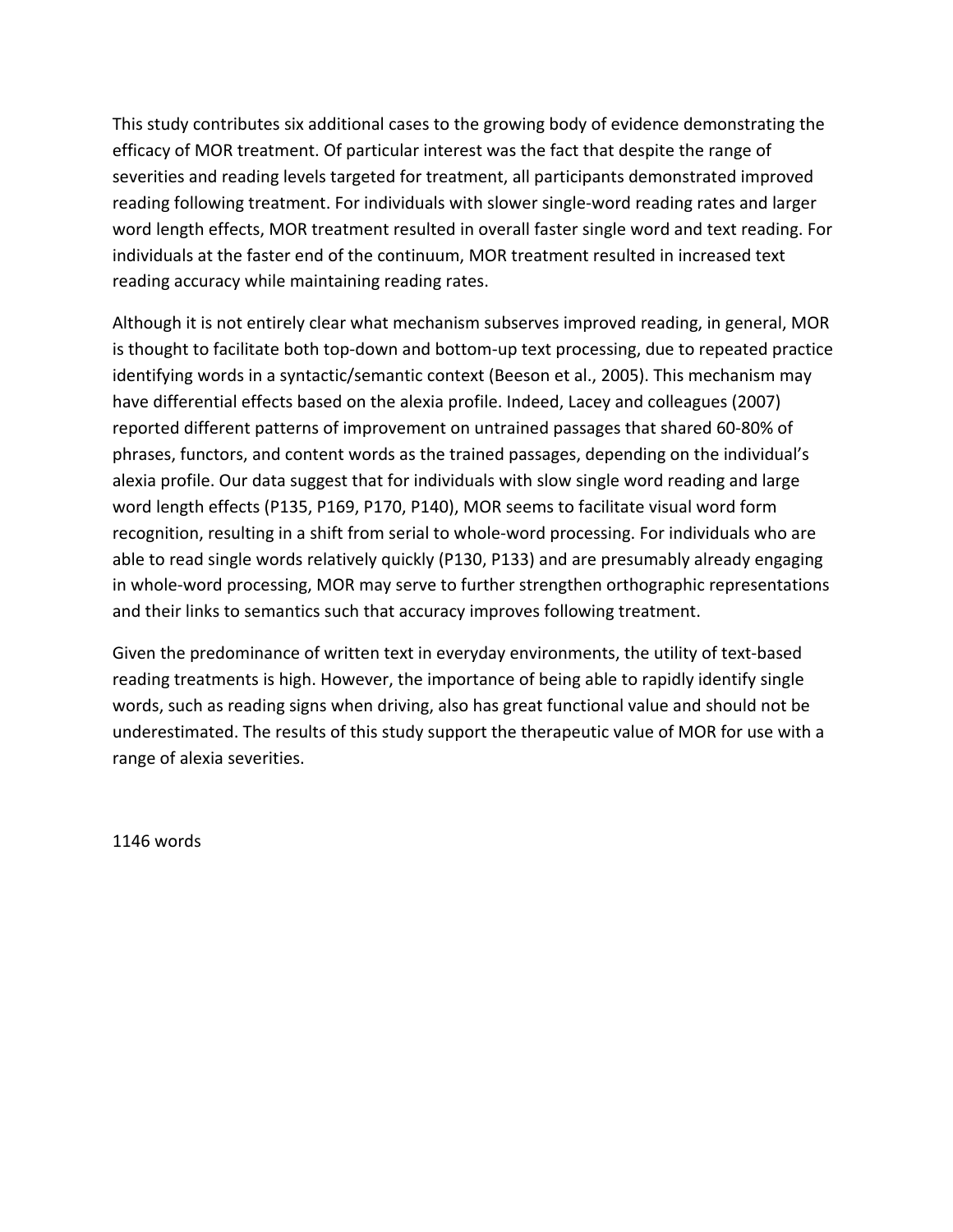This study contributes six additional cases to the growing body of evidence demonstrating the efficacy of MOR treatment. Of particular interest was the fact that despite the range of severities and reading levels targeted for treatment, all participants demonstrated improved reading following treatment. For individuals with slower single-word reading rates and larger word length effects, MOR treatment resulted in overall faster single word and text reading. For individuals at the faster end of the continuum, MOR treatment resulted in increased text reading accuracy while maintaining reading rates.

Although it is not entirely clear what mechanism subserves improved reading, in general, MOR is thought to facilitate both top-down and bottom-up text processing, due to repeated practice identifying words in a syntactic/semantic context (Beeson et al., 2005). This mechanism may have differential effects based on the alexia profile. Indeed, Lacey and colleagues (2007) reported different patterns of improvement on untrained passages that shared 60-80% of phrases, functors, and content words as the trained passages, depending on the individual's alexia profile. Our data suggest that for individuals with slow single word reading and large word length effects (P135, P169, P170, P140), MOR seems to facilitate visual word form recognition, resulting in a shift from serial to whole-word processing. For individuals who are able to read single words relatively quickly (P130, P133) and are presumably already engaging in whole-word processing, MOR may serve to further strengthen orthographic representations and their links to semantics such that accuracy improves following treatment.

Given the predominance of written text in everyday environments, the utility of text-based reading treatments is high. However, the importance of being able to rapidly identify single words, such as reading signs when driving, also has great functional value and should not be underestimated. The results of this study support the therapeutic value of MOR for use with a range of alexia severities.

1146 words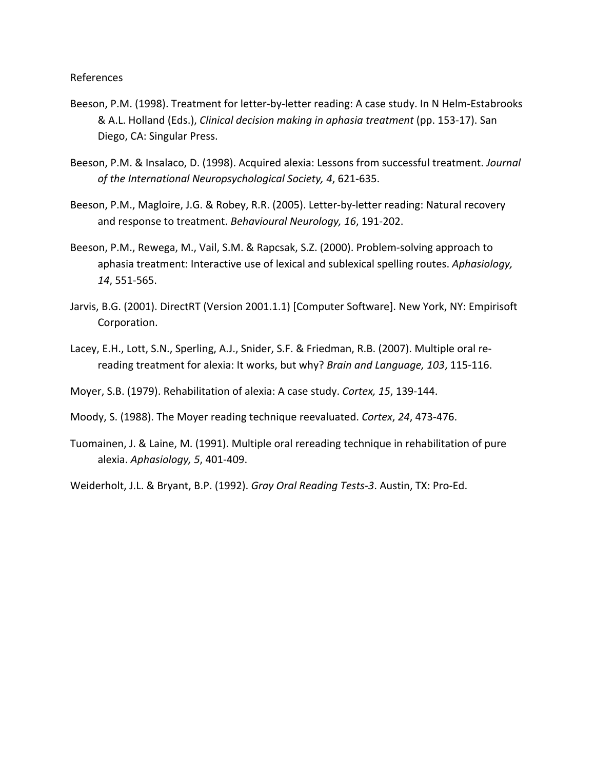References

Beeson, P.M. (1998). Treatment for letter-by-letter reading: A case study. In N Helm-Estabrooks & A.L. Holland (Eds.), *Clinical decision making in aphasia treatment* (pp. 153-17). San Diego, CA: Singular Press.

Beeson, P.M. & Insalaco, D. (1998). Acquired alexia: Lessons from successful treatment. *Journal of the International Neuropsychological Society, 4*, 621-635.

Beeson, P.M., Magloire, J.G. & Robey, R.R. (2005). Letter-by-letter reading: Natural recovery and response to treatment. *Behavioural Neurology, 16*, 191-202.

Beeson, P.M., Rewega, M., Vail, S.M. & Rapcsak, S.Z. (2000). Problem-solving approach to aphasia treatment: Interactive use of lexical and sublexical spelling routes. *Aphasiology, 14*, 551-565.

Jarvis, B.G. (2001). DirectRT (Version 2001.1.1) [Computer Software]. New York, NY: Empirisoft Corporation.

Lacey, E.H., Lott, S.N., Sperling, A.J., Snider, S.F. & Friedman, R.B. (2007). Multiple oral re-reading treatment for alexia: It works, but why? *Brain and Language, 103*, 115-116.

Moyer, S.B. (1979). Rehabilitation of alexia: A case study. *Cortex, 15*, 139-144.

Moody, S. (1988). The Moyer reading technique reevaluated. *Cortex*, *24*, 473-476.

Tuomainen, J. & Laine, M. (1991). Multiple oral rereading technique in rehabilitation of pure alexia. *Aphasiology, 5*, 401-409.

Weiderholt, J.L. & Bryant, B.P. (1992). *Gray Oral Reading Tests-3*. Austin, TX: Pro-Ed.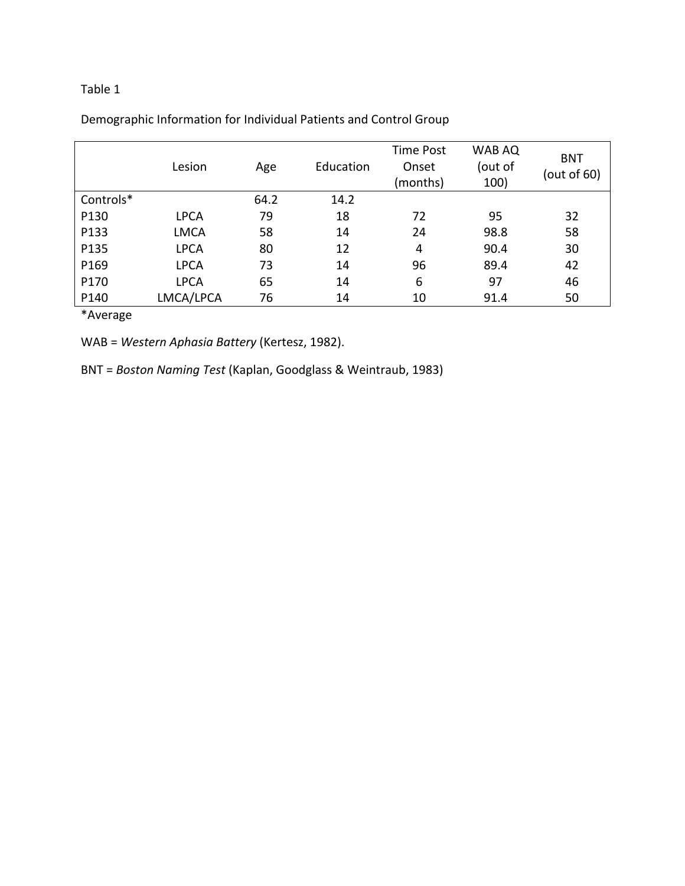Table 1

Demographic Information for Individual Patients and Control Group

| | Lesion | Age | Education | Time Post Onset (months) | WAB AQ (out of 100) | BNT (out of 60) |
|---|---|---|---|---|---|---|
| Controls* | | 64.2 | 14.2 | | | |
| P130 | LPCA | 79 | 18 | 72 | 95 | 32 |
| P133 | LMCA | 58 | 14 | 24 | 98.8 | 58 |
| P135 | LPCA | 80 | 12 | 4 | 90.4 | 30 |
| P169 | LPCA | 73 | 14 | 96 | 89.4 | 42 |
| P170 | LPCA | 65 | 14 | 6 | 97 | 46 |
| P140 | LMCA/LPCA | 76 | 14 | 10 | 91.4 | 50 |

*Average

WAB = *Western Aphasia Battery* (Kertesz, 1982).

BNT = *Boston Naming Test* (Kaplan, Goodglass & Weintraub, 1983)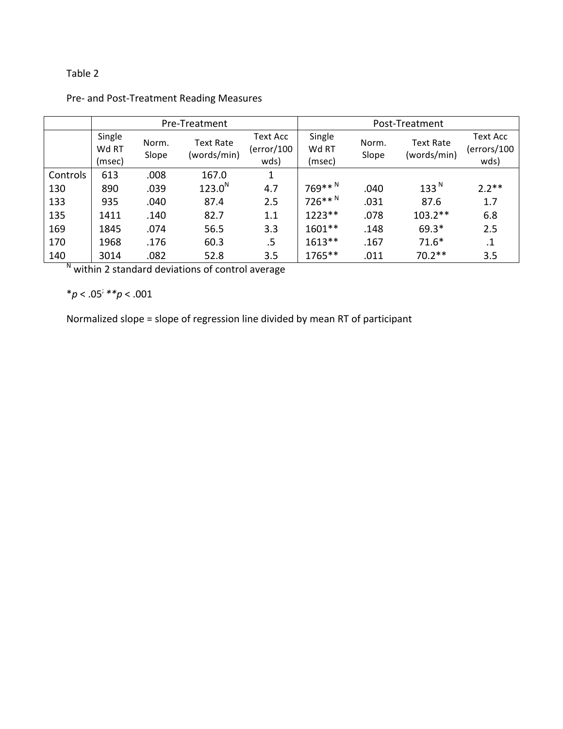Table 2

Pre- and Post-Treatment Reading Measures

| | Pre-Treatment | | | | Post-Treatment | | | |
|---|---|---|---|---|---|---|---|---|
| | Single Wd RT (msec) | Norm. Slope | Text Rate (words/min) | Text Acc (error/100 wds) | Single Wd RT (msec) | Norm. Slope | Text Rate (words/min) | Text Acc (errors/100 wds) |
| Controls | 613 | .008 | 167.0 | 1 | | | | |
| 130 | 890 | .039 | 123.0 [N] | 4.7 | 769** [N] | .040 | 133 [N] | 2.2** |
| 133 | 935 | .040 | 87.4 | 2.5 | 726** [N] | .031 | 87.6 | 1.7 |
| 135 | 1411 | .140 | 82.7 | 1.1 | 1223** | .078 | 103.2** | 6.8 |
| 169 | 1845 | .074 | 56.5 | 3.3 | 1601** | .148 | 69.3* | 2.5 |
| 170 | 1968 | .176 | 60.3 | .5 | 1613** | .167 | 71.6* | .1 |
| 140 | 3014 | .082 | 52.8 | 3.5 | 1765** | .011 | 70.2** | 3.5 |

[N] within 2 standard deviations of control average

*$p < .05$; **$p < .001$

Normalized slope = slope of regression line divided by mean RT of participant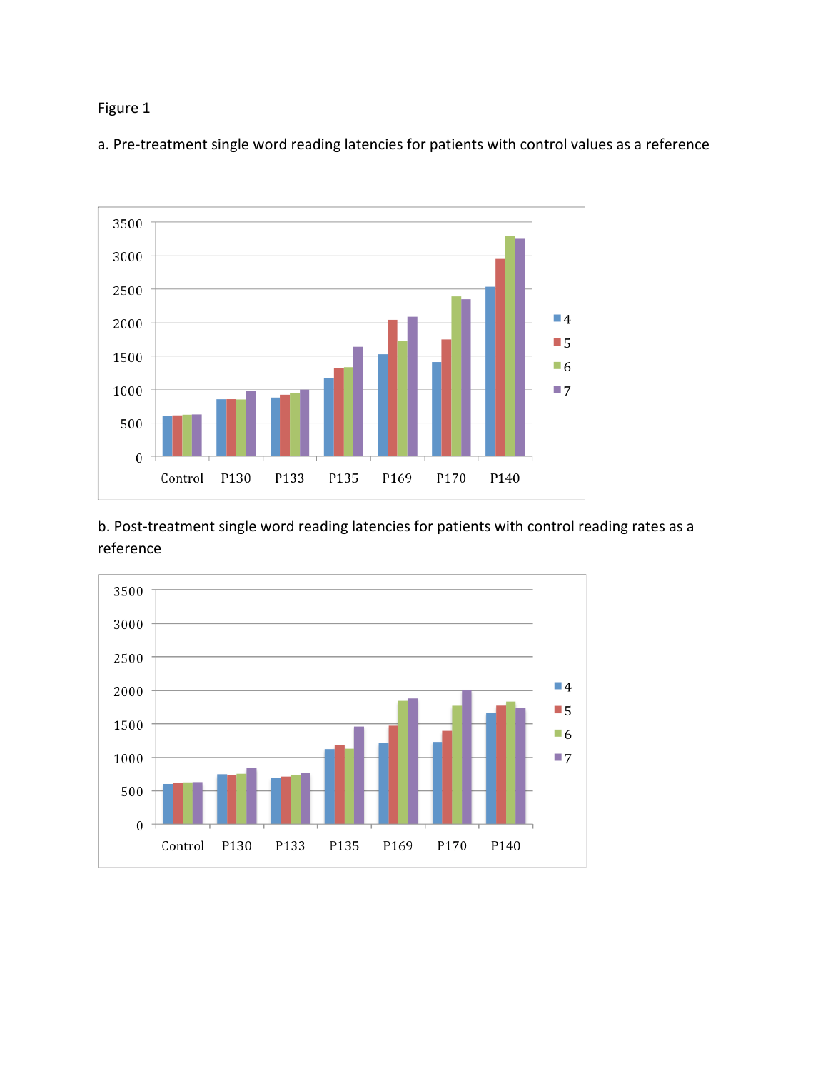Figure 1

a. Pre-treatment single word reading latencies for patients with control values as a reference

3500
3000
2500
2000
1500
1000
500
0

Control P130 P133 P135 P169 P170 P140

4
5
6
7

b. Post-treatment single word reading latencies for patients with control reading rates as a reference

3500
3000
2500
2000
1500
1000
500
0

Control P130 P133 P135 P169 P170 P140

4
5
6
7